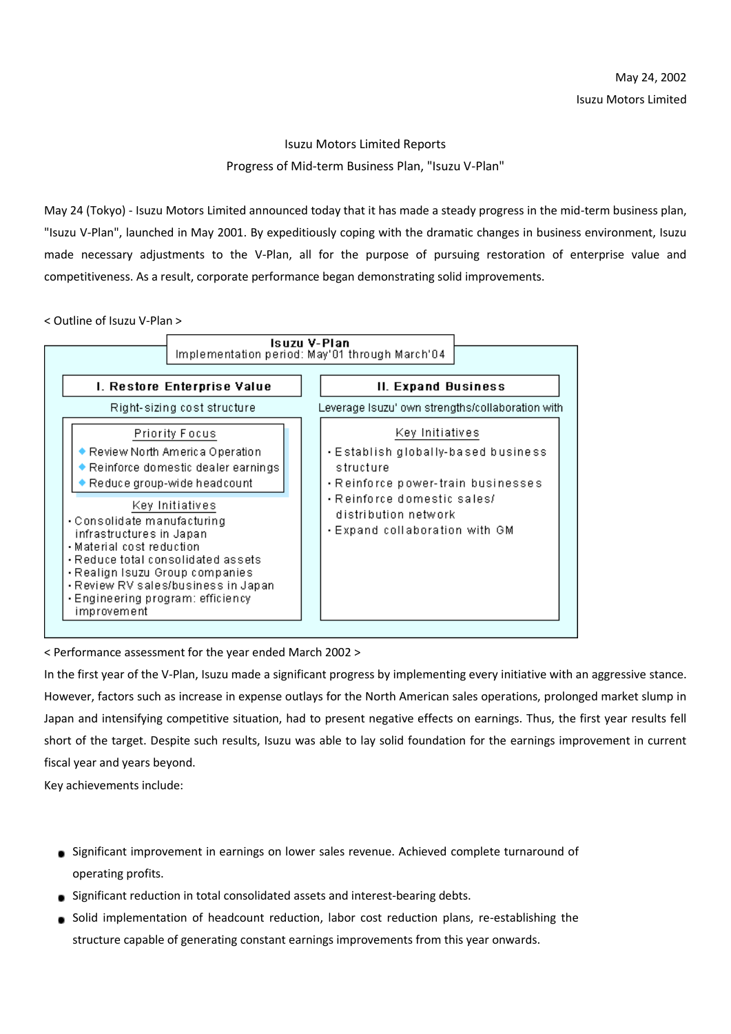May 24, 2002

Isuzu Motors Limited

# Isuzu Motors Limited Reports
# Progress of Mid-term Business Plan, "Isuzu V-Plan"

May 24 (Tokyo) - Isuzu Motors Limited announced today that it has made a steady progress in the mid-term business plan, "Isuzu V-Plan", launched in May 2001. By expeditiously coping with the dramatic changes in business environment, Isuzu made necessary adjustments to the V-Plan, all for the purpose of pursuing restoration of enterprise value and competitiveness. As a result, corporate performance began demonstrating solid improvements.

< Outline of Isuzu V-Plan >

**Isuzu V-Plan**
Implementation period: May'01 through March'04

**I. Restore Enterprise Value**

Right-sizing cost structure

Priority Focus
- Review North America Operation
- Reinforce domestic dealer earnings
- Reduce group-wide headcount

Key Initiatives
- Consolidate manufacturing infrastructures in Japan
- Material cost reduction
- Reduce total consolidated assets
- Realign Isuzu Group companies
- Review RV sales/business in Japan
- Engineering program: efficiency improvement

**II. Expand Business**

Leverage Isuzu' own strengths/collaboration with

Key Initiatives
- Establish globally-based business structure
- Reinforce power-train businesses
- Reinforce domestic sales/ distribution network
- Expand collaboration with GM

< Performance assessment for the year ended March 2002 >

In the first year of the V-Plan, Isuzu made a significant progress by implementing every initiative with an aggressive stance. However, factors such as increase in expense outlays for the North American sales operations, prolonged market slump in Japan and intensifying competitive situation, had to present negative effects on earnings. Thus, the first year results fell short of the target. Despite such results, Isuzu was able to lay solid foundation for the earnings improvement in current fiscal year and years beyond.

Key achievements include:

- Significant improvement in earnings on lower sales revenue. Achieved complete turnaround of operating profits.
- Significant reduction in total consolidated assets and interest-bearing debts.
- Solid implementation of headcount reduction, labor cost reduction plans, re-establishing the structure capable of generating constant earnings improvements from this year onwards.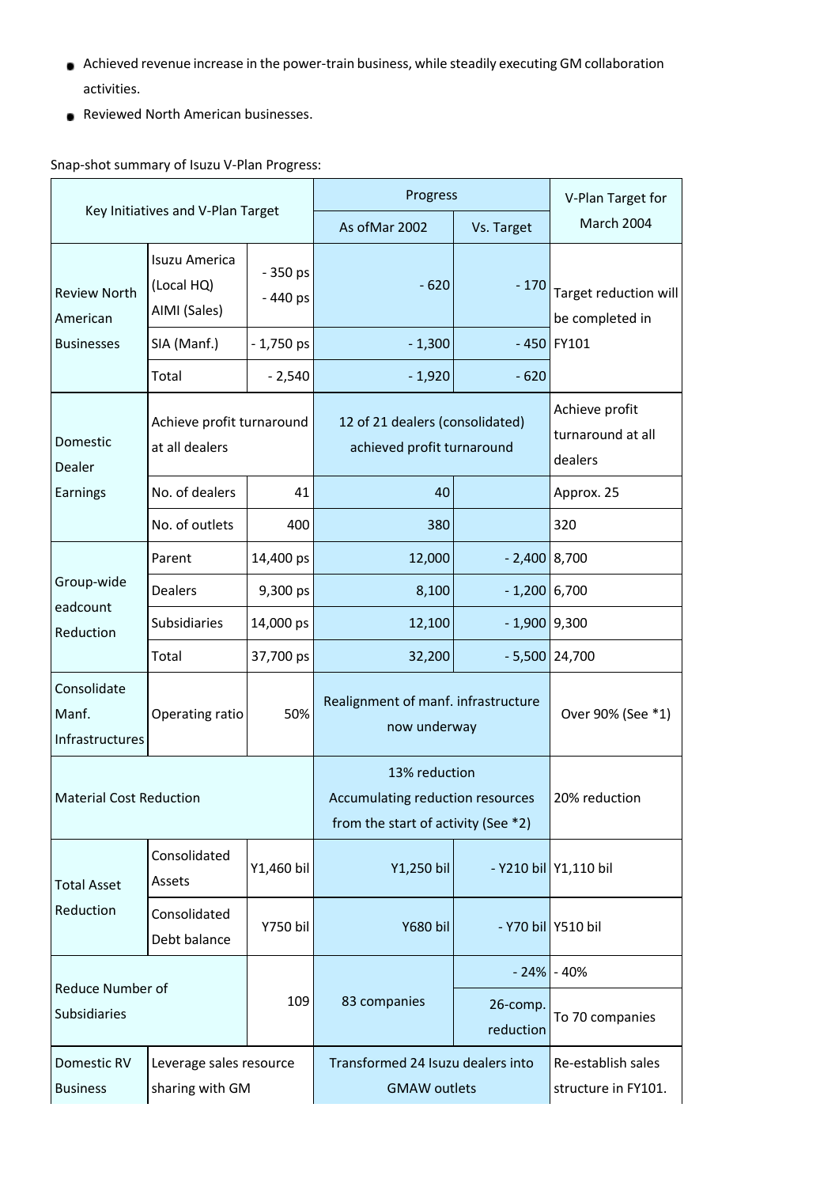- Achieved revenue increase in the power-train business, while steadily executing GM collaboration activities.
- Reviewed North American businesses.

Snap-shot summary of Isuzu V-Plan Progress:

| Key Initiatives and V-Plan Target | | | Progress | | V-Plan Target for March 2004 |
|---|---|---|---|---|---|
| | | | As ofMar 2002 | Vs. Target | |
| Review North American Businesses | Isuzu America (Local HQ) AIMI (Sales) | - 350 ps - 440 ps | - 620 | - 170 | Target reduction will be completed in FY101 |
| | SIA (Manf.) | - 1,750 ps | - 1,300 | - 450 | |
| | Total | - 2,540 | - 1,920 | - 620 | |
| Domestic Dealer Earnings | Achieve profit turnaround at all dealers | | 12 of 21 dealers (consolidated) achieved profit turnaround | | Achieve profit turnaround at all dealers |
| | No. of dealers | 41 | 40 | | Approx. 25 |
| | No. of outlets | 400 | 380 | | 320 |
| Group-wide eadcount Reduction | Parent | 14,400 ps | 12,000 | - 2,400 | 8,700 |
| | Dealers | 9,300 ps | 8,100 | - 1,200 | 6,700 |
| | Subsidiaries | 14,000 ps | 12,100 | - 1,900 | 9,300 |
| | Total | 37,700 ps | 32,200 | - 5,500 | 24,700 |
| Consolidate Manf. Infrastructures | Operating ratio | 50% | Realignment of manf. infrastructure now underway | | Over 90% (See *1) |
| Material Cost Reduction | | | 13% reduction Accumulating reduction resources from the start of activity (See *2) | | 20% reduction |
| Total Asset Reduction | Consolidated Assets | Y1,460 bil | Y1,250 bil | - Y210 bil | Y1,110 bil |
| | Consolidated Debt balance | Y750 bil | Y680 bil | - Y70 bil | Y510 bil |
| Reduce Number of Subsidiaries | | 109 | 83 companies | - 24% | - 40% |
| | | | | 26-comp. reduction | To 70 companies |
| Domestic RV Business | Leverage sales resource sharing with GM | | Transformed 24 Isuzu dealers into GMAW outlets | | Re-establish sales structure in FY101. |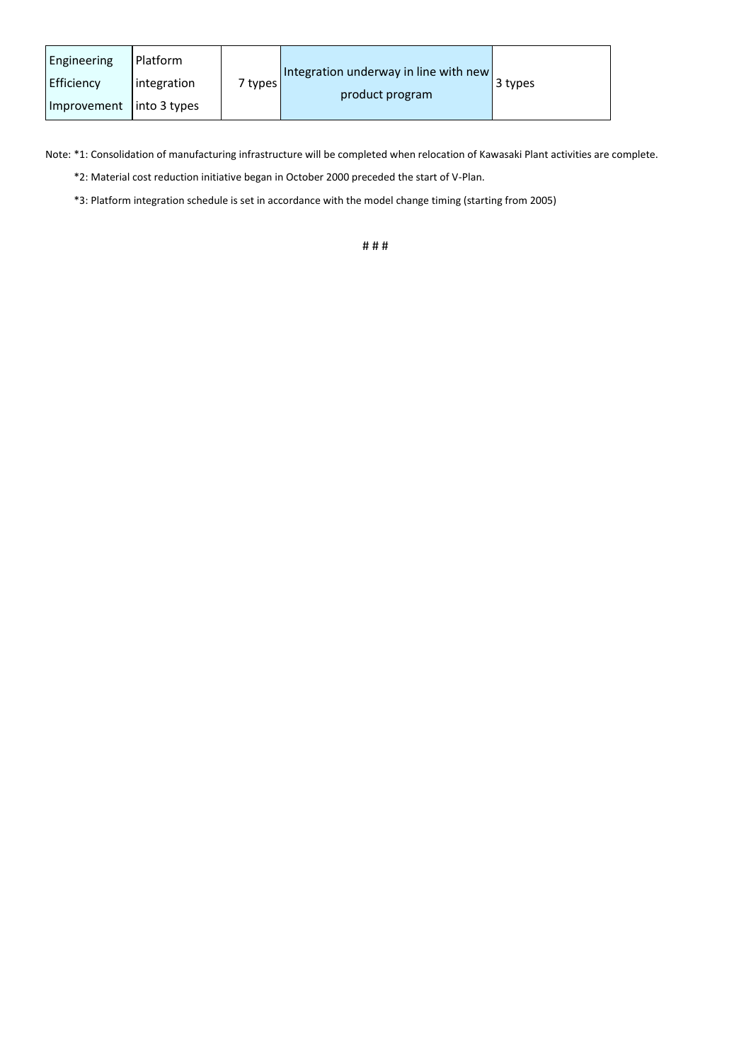| | | | | |
|---|---|---|---|---|
| Engineering Efficiency Improvement | Platform integration into 3 types | 7 types | Integration underway in line with new product program | 3 types |

Note: *1: Consolidation of manufacturing infrastructure will be completed when relocation of Kawasaki Plant activities are complete.

*2: Material cost reduction initiative began in October 2000 preceded the start of V-Plan.

*3: Platform integration schedule is set in accordance with the model change timing (starting from 2005)

# # #